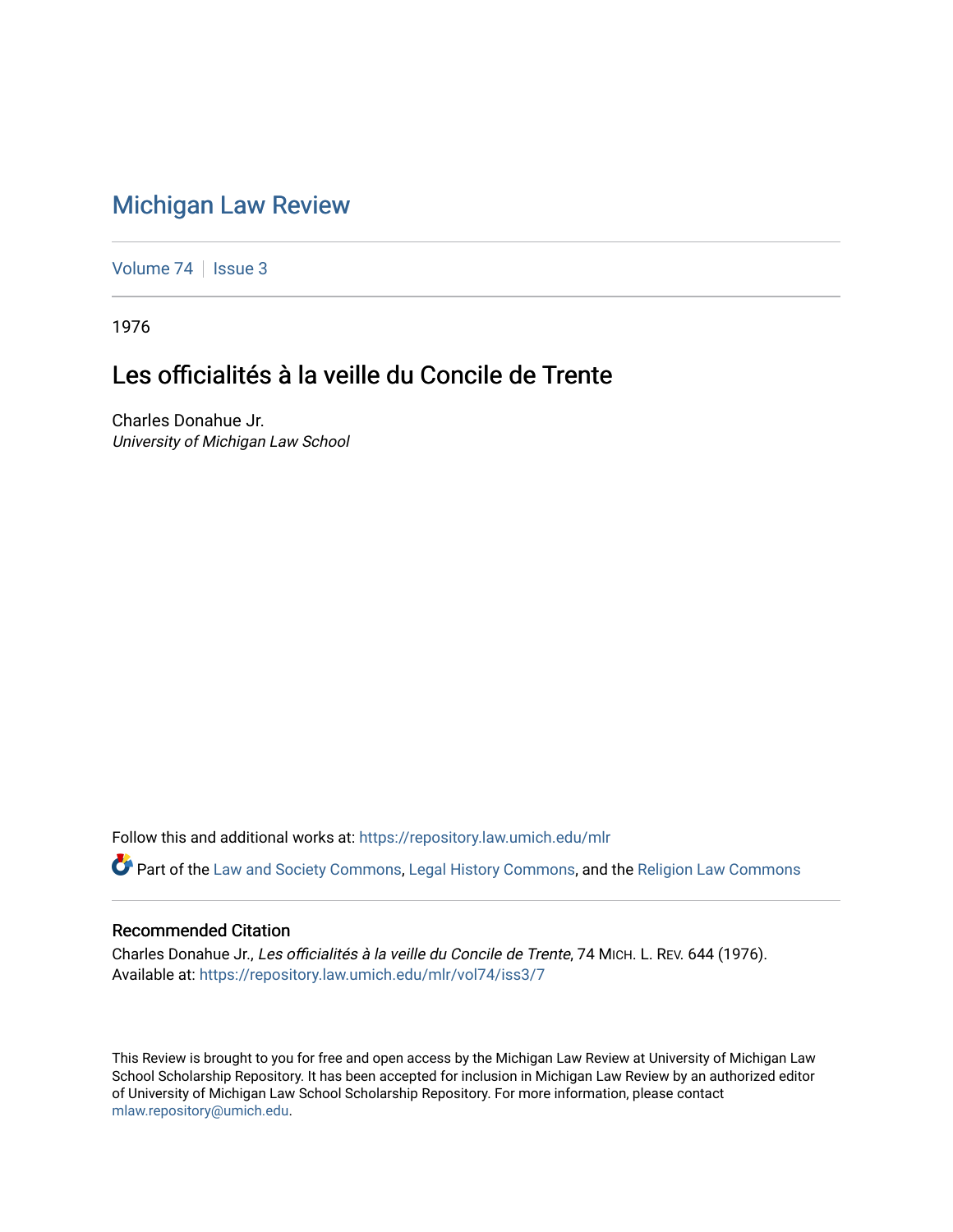# Michigan Law Review

Volume 74 | Issue 3

1976

## Les officialités à la veille du Concile de Trente

Charles Donahue Jr.
*University of Michigan Law School*

Follow this and additional works at: https://repository.law.umich.edu/mlr

Part of the Law and Society Commons, Legal History Commons, and the Religion Law Commons

### Recommended Citation

Charles Donahue Jr., *Les officialités à la veille du Concile de Trente*, 74 MICH. L. REV. 644 (1976).
Available at: https://repository.law.umich.edu/mlr/vol74/iss3/7

This Review is brought to you for free and open access by the Michigan Law Review at University of Michigan Law School Scholarship Repository. It has been accepted for inclusion in Michigan Law Review by an authorized editor of University of Michigan Law School Scholarship Repository. For more information, please contact mlaw.repository@umich.edu.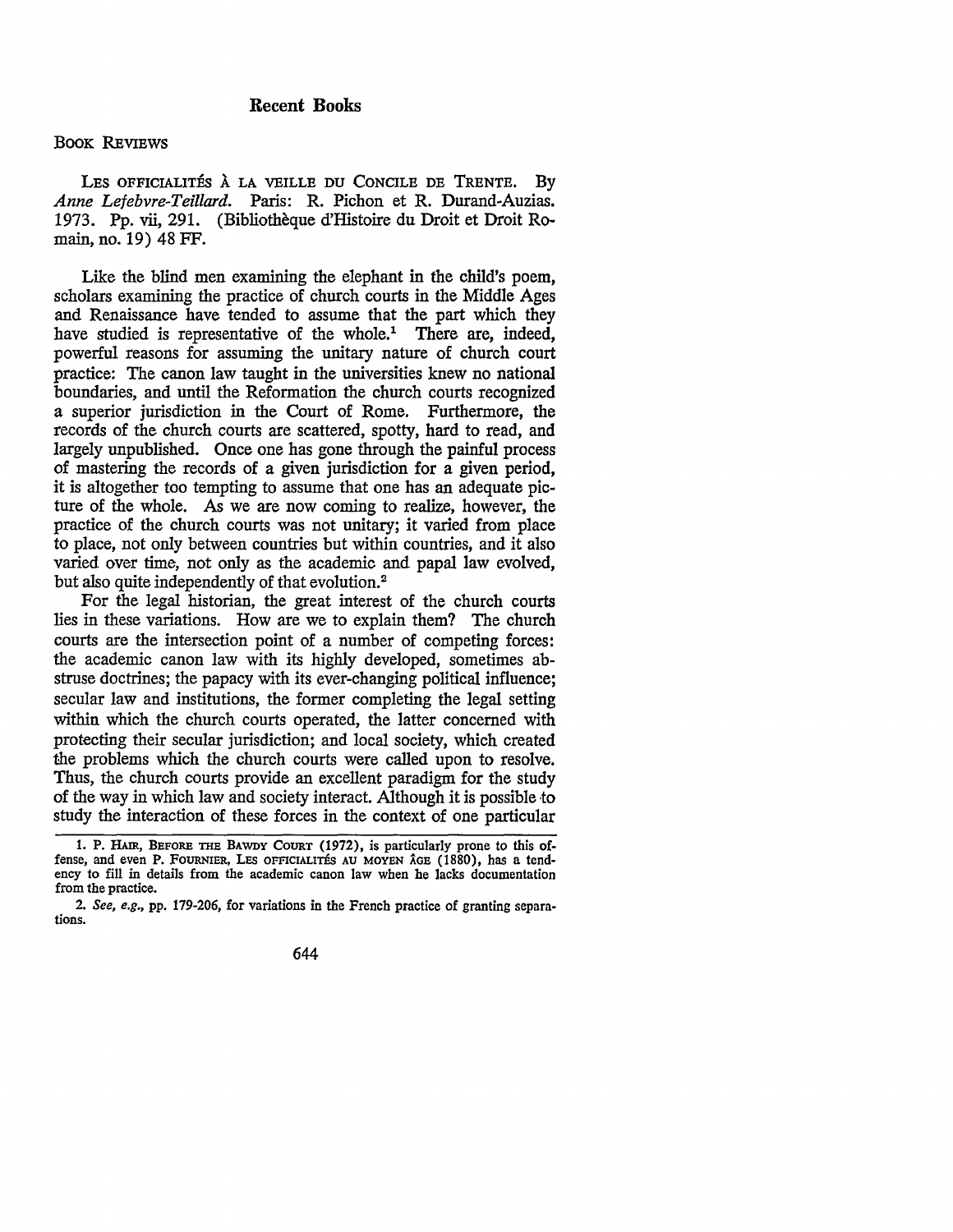# Recent Books

## Book Reviews

LES OFFICIALITÉS À LA VEILLE DU CONCILE DE TRENTE. By *Anne Lefebvre-Teillard.* Paris: R. Pichon et R. Durand-Auzias. 1973. Pp. vii, 291. (Bibliothèque d'Histoire du Droit et Droit Romain, no. 19) 48 FF.

Like the blind men examining the elephant in the child's poem, scholars examining the practice of church courts in the Middle Ages and Renaissance have tended to assume that the part which they have studied is representative of the whole.[1] There are, indeed, powerful reasons for assuming the unitary nature of church court practice: The canon law taught in the universities knew no national boundaries, and until the Reformation the church courts recognized a superior jurisdiction in the Court of Rome. Furthermore, the records of the church courts are scattered, spotty, hard to read, and largely unpublished. Once one has gone through the painful process of mastering the records of a given jurisdiction for a given period, it is altogether too tempting to assume that one has an adequate picture of the whole. As we are now coming to realize, however, the practice of the church courts was not unitary; it varied from place to place, not only between countries but within countries, and it also varied over time, not only as the academic and papal law evolved, but also quite independently of that evolution.[2]

For the legal historian, the great interest of the church courts lies in these variations. How are we to explain them? The church courts are the intersection point of a number of competing forces: the academic canon law with its highly developed, sometimes abstruse doctrines; the papacy with its ever-changing political influence; secular law and institutions, the former completing the legal setting within which the church courts operated, the latter concerned with protecting their secular jurisdiction; and local society, which created the problems which the church courts were called upon to resolve. Thus, the church courts provide an excellent paradigm for the study of the way in which law and society interact. Although it is possible to study the interaction of these forces in the context of one particular

---

1. P. HAIR, BEFORE THE BAWDY COURT (1972), is particularly prone to this offense, and even P. FOURNIER, LES OFFICIALITÉS AU MOYEN ÂGE (1880), has a tendency to fill in details from the academic canon law when he lacks documentation from the practice.

2. *See, e.g.,* pp. 179-206, for variations in the French practice of granting separations.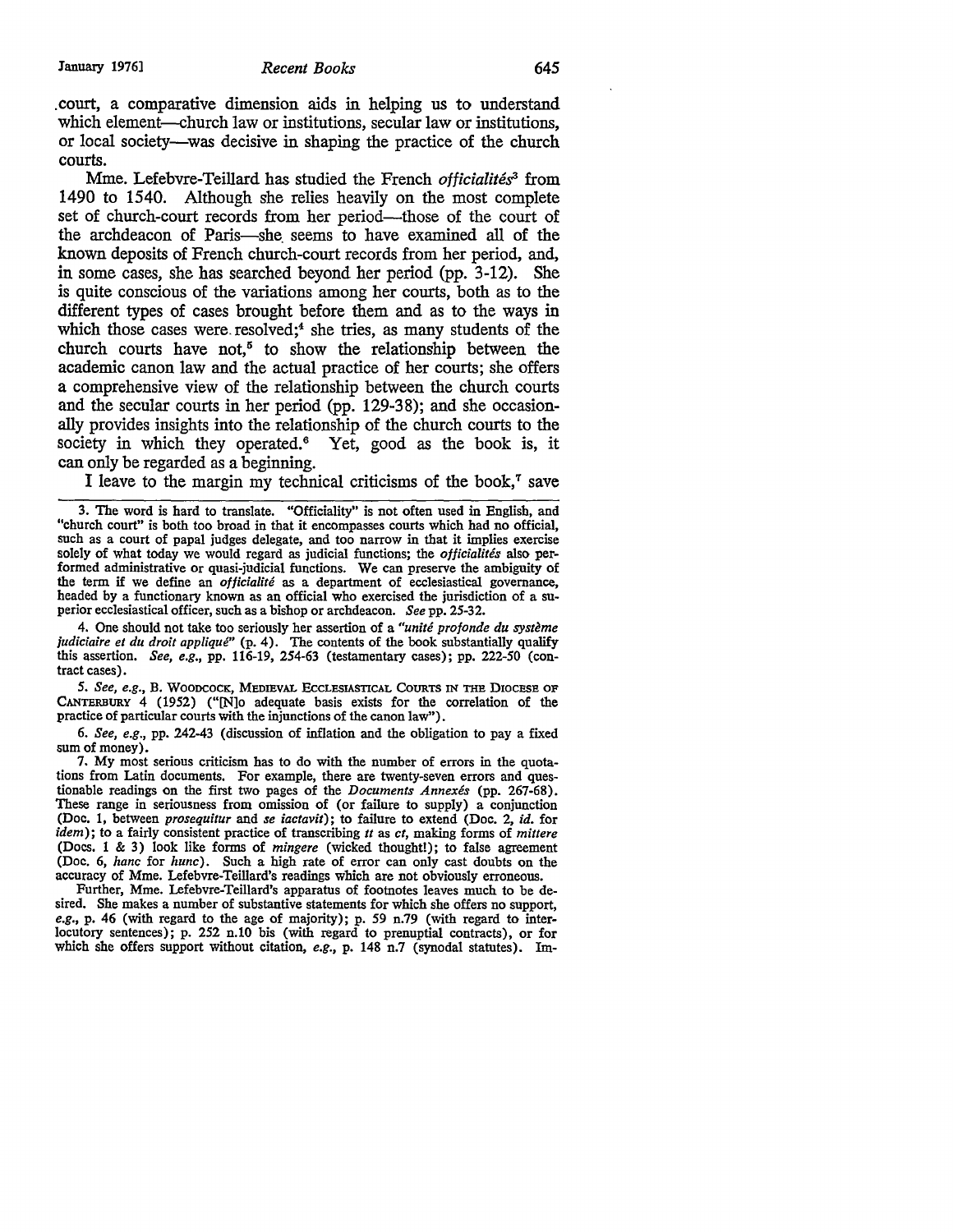court, a comparative dimension aids in helping us to understand which element—church law or institutions, secular law or institutions, or local society—was decisive in shaping the practice of the church courts.

Mme. Lefebvre-Teillard has studied the French *officialités*[3] from 1490 to 1540. Although she relies heavily on the most complete set of church-court records from her period—those of the court of the archdeacon of Paris—she seems to have examined all of the known deposits of French church-court records from her period, and, in some cases, she has searched beyond her period (pp. 3-12). She is quite conscious of the variations among her courts, both as to the different types of cases brought before them and as to the ways in which those cases were resolved;[4] she tries, as many students of the church courts have not,[5] to show the relationship between the academic canon law and the actual practice of her courts; she offers a comprehensive view of the relationship between the church courts and the secular courts in her period (pp. 129-38); and she occasionally provides insights into the relationship of the church courts to the society in which they operated.[6] Yet, good as the book is, it can only be regarded as a beginning.

I leave to the margin my technical criticisms of the book,[7] save

---

3. The word is hard to translate. "Officiality" is not often used in English, and "church court" is both too broad in that it encompasses courts which had no official, such as a court of papal judges delegate, and too narrow in that it implies exercise solely of what today we would regard as judicial functions; the *officialités* also performed administrative or quasi-judicial functions. We can preserve the ambiguity of the term if we define an *officialité* as a department of ecclesiastical governance, headed by a functionary known as an official who exercised the jurisdiction of a superior ecclesiastical officer, such as a bishop or archdeacon. *See* pp. 25-32.

4. One should not take too seriously her assertion of a *"unité profonde du système judiciaire et du droit appliqué"* (p. 4). The contents of the book substantially qualify this assertion. *See, e.g.*, pp. 116-19, 254-63 (testamentary cases); pp. 222-50 (contract cases).

5. *See, e.g.*, B. Woodcock, Medieval Ecclesiastical Courts in the Diocese of Canterbury 4 (1952) ("[N]o adequate basis exists for the correlation of the practice of particular courts with the injunctions of the canon law").

6. *See, e.g.*, pp. 242-43 (discussion of inflation and the obligation to pay a fixed sum of money).

7. My most serious criticism has to do with the number of errors in the quotations from Latin documents. For example, there are twenty-seven errors and questionable readings on the first two pages of the *Documents Annexés* (pp. 267-68). These range in seriousness from omission of (or failure to supply) a conjunction (Doc. 1, between *prosequitur* and *se iactavit*); to failure to extend (Doc. 2, *id.* for *idem*); to a fairly consistent practice of transcribing *tt* as *ct*, making forms of *mittere* (Docs. 1 & 3) look like forms of *mingere* (wicked thought!); to false agreement (Doc. 6, *hanc* for *hunc*). Such a high rate of error can only cast doubts on the accuracy of Mme. Lefebvre-Teillard's readings which are not obviously erroneous.

Further, Mme. Lefebvre-Teillard's apparatus of footnotes leaves much to be desired. She makes a number of substantive statements for which she offers no support, *e.g.*, p. 46 (with regard to the age of majority); p. 59 n.79 (with regard to interlocutory sentences); p. 252 n.10 bis (with regard to prenuptial contracts), or for which she offers support without citation, *e.g.*, p. 148 n.7 (synodal statutes). Im-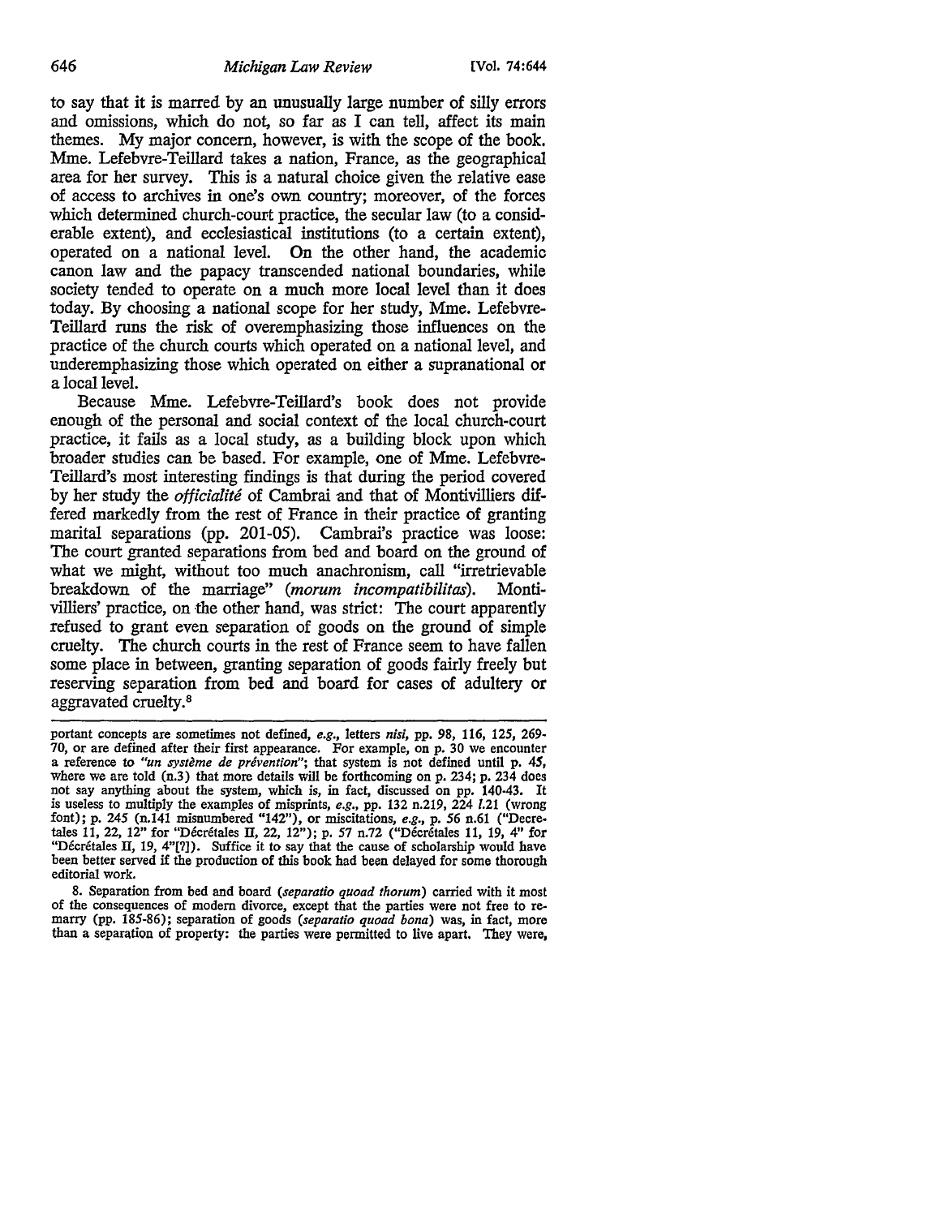to say that it is marred by an unusually large number of silly errors and omissions, which do not, so far as I can tell, affect its main themes. My major concern, however, is with the scope of the book. Mme. Lefebvre-Teillard takes a nation, France, as the geographical area for her survey. This is a natural choice given the relative ease of access to archives in one's own country; moreover, of the forces which determined church-court practice, the secular law (to a considerable extent), and ecclesiastical institutions (to a certain extent), operated on a national level. On the other hand, the academic canon law and the papacy transcended national boundaries, while society tended to operate on a much more local level than it does today. By choosing a national scope for her study, Mme. Lefebvre-Teillard runs the risk of overemphasizing those influences on the practice of the church courts which operated on a national level, and underemphasizing those which operated on either a supranational or a local level.

Because Mme. Lefebvre-Teillard's book does not provide enough of the personal and social context of the local church-court practice, it fails as a local study, as a building block upon which broader studies can be based. For example, one of Mme. Lefebvre-Teillard's most interesting findings is that during the period covered by her study the *officialité* of Cambrai and that of Montivilliers differed markedly from the rest of France in their practice of granting marital separations (pp. 201-05). Cambrai's practice was loose: The court granted separations from bed and board on the ground of what we might, without too much anachronism, call "irretrievable breakdown of the marriage" (*morum incompatibilitas*). Montivilliers' practice, on the other hand, was strict: The court apparently refused to grant even separation of goods on the ground of simple cruelty. The church courts in the rest of France seem to have fallen some place in between, granting separation of goods fairly freely but reserving separation from bed and board for cases of adultery or aggravated cruelty.[8]

---

portant concepts are sometimes not defined, *e.g.*, letters *nisi*, pp. 98, 116, 125, 269-70, or are defined after their first appearance. For example, on p. 30 we encounter a reference to *"un système de prévention"*; that system is not defined until p. 45, where we are told (n.3) that more details will be forthcoming on p. 234; p. 234 does not say anything about the system, which is, in fact, discussed on pp. 140-43. It is useless to multiply the examples of misprints, *e.g.*, pp. 132 n.219, 224 *l.*21 (wrong font); p. 245 (n.141 misnumbered "142"), or miscitations, *e.g.*, p. 56 n.61 ("Decretales 11, 22, 12" for "Décrétales II, 22, 12"); p. 57 n.72 ("Décrétales 11, 19, 4" for "Décrétales II, 19, 4"[?]). Suffice it to say that the cause of scholarship would have been better served if the production of this book had been delayed for some thorough editorial work.

8. Separation from bed and board (*separatio quoad thorum*) carried with it most of the consequences of modern divorce, except that the parties were not free to remarry (pp. 185-86); separation of goods (*separatio quoad bona*) was, in fact, more than a separation of property: the parties were permitted to live apart. They were,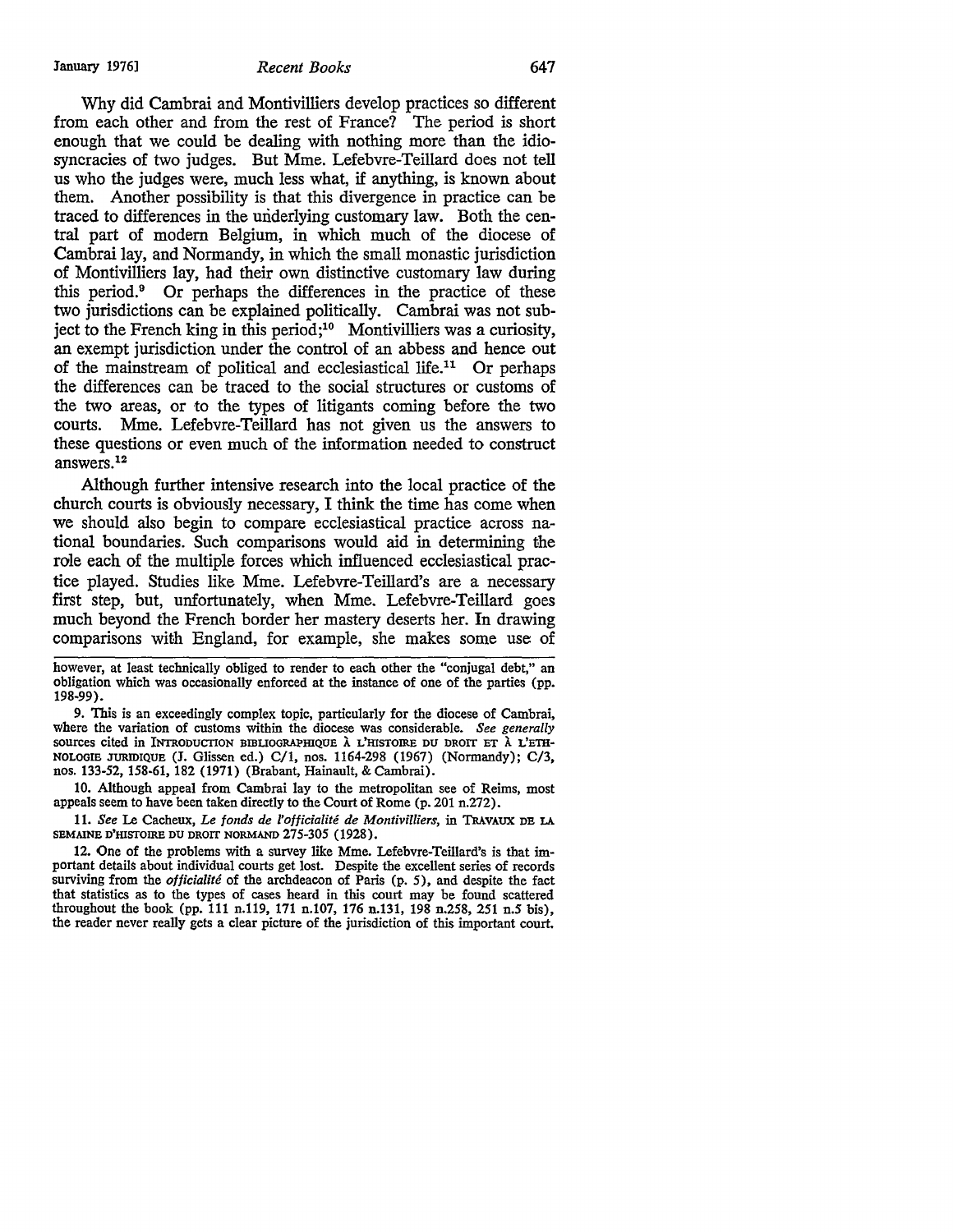Why did Cambrai and Montivilliers develop practices so different from each other and from the rest of France? The period is short enough that we could be dealing with nothing more than the idiosyncracies of two judges. But Mme. Lefebvre-Teillard does not tell us who the judges were, much less what, if anything, is known about them. Another possibility is that this divergence in practice can be traced to differences in the underlying customary law. Both the central part of modern Belgium, in which much of the diocese of Cambrai lay, and Normandy, in which the small monastic jurisdiction of Montivilliers lay, had their own distinctive customary law during this period.[9] Or perhaps the differences in the practice of these two jurisdictions can be explained politically. Cambrai was not subject to the French king in this period;[10] Montivilliers was a curiosity, an exempt jurisdiction under the control of an abbess and hence out of the mainstream of political and ecclesiastical life.[11] Or perhaps the differences can be traced to the social structures or customs of the two areas, or to the types of litigants coming before the two courts. Mme. Lefebvre-Teillard has not given us the answers to these questions or even much of the information needed to construct answers.[12]

Although further intensive research into the local practice of the church courts is obviously necessary, I think the time has come when we should also begin to compare ecclesiastical practice across national boundaries. Such comparisons would aid in determining the role each of the multiple forces which influenced ecclesiastical practice played. Studies like Mme. Lefebvre-Teillard's are a necessary first step, but, unfortunately, when Mme. Lefebvre-Teillard goes much beyond the French border her mastery deserts her. In drawing comparisons with England, for example, she makes some use of

---

however, at least technically obliged to render to each other the "conjugal debt," an obligation which was occasionally enforced at the instance of one of the parties (pp. 198-99).

9. This is an exceedingly complex topic, particularly for the diocese of Cambrai, where the variation of customs within the diocese was considerable. *See generally* sources cited in INTRODUCTION BIBLIOGRAPHIQUE À L'HISTOIRE DU DROIT ET À L'ETHNOLOGIE JURIDIQUE (J. Glissen ed.) C/1, nos. 1164-298 (1967) (Normandy); C/3, nos. 133-52, 158-61, 182 (1971) (Brabant, Hainault, & Cambrai).

10. Although appeal from Cambrai lay to the metropolitan see of Reims, most appeals seem to have been taken directly to the Court of Rome (p. 201 n.272).

11. *See* Le Cacheux, *Le fonds de l'officialité de Montivilliers*, in TRAVAUX DE LA SEMAINE D'HISTOIRE DU DROIT NORMAND 275-305 (1928).

12. One of the problems with a survey like Mme. Lefebvre-Teillard's is that important details about individual courts get lost. Despite the excellent series of records surviving from the *officialité* of the archdeacon of Paris (p. 5), and despite the fact that statistics as to the types of cases heard in this court may be found scattered throughout the book (pp. 111 n.119, 171 n.107, 176 n.131, 198 n.258, 251 n.5 bis), the reader never really gets a clear picture of the jurisdiction of this important court.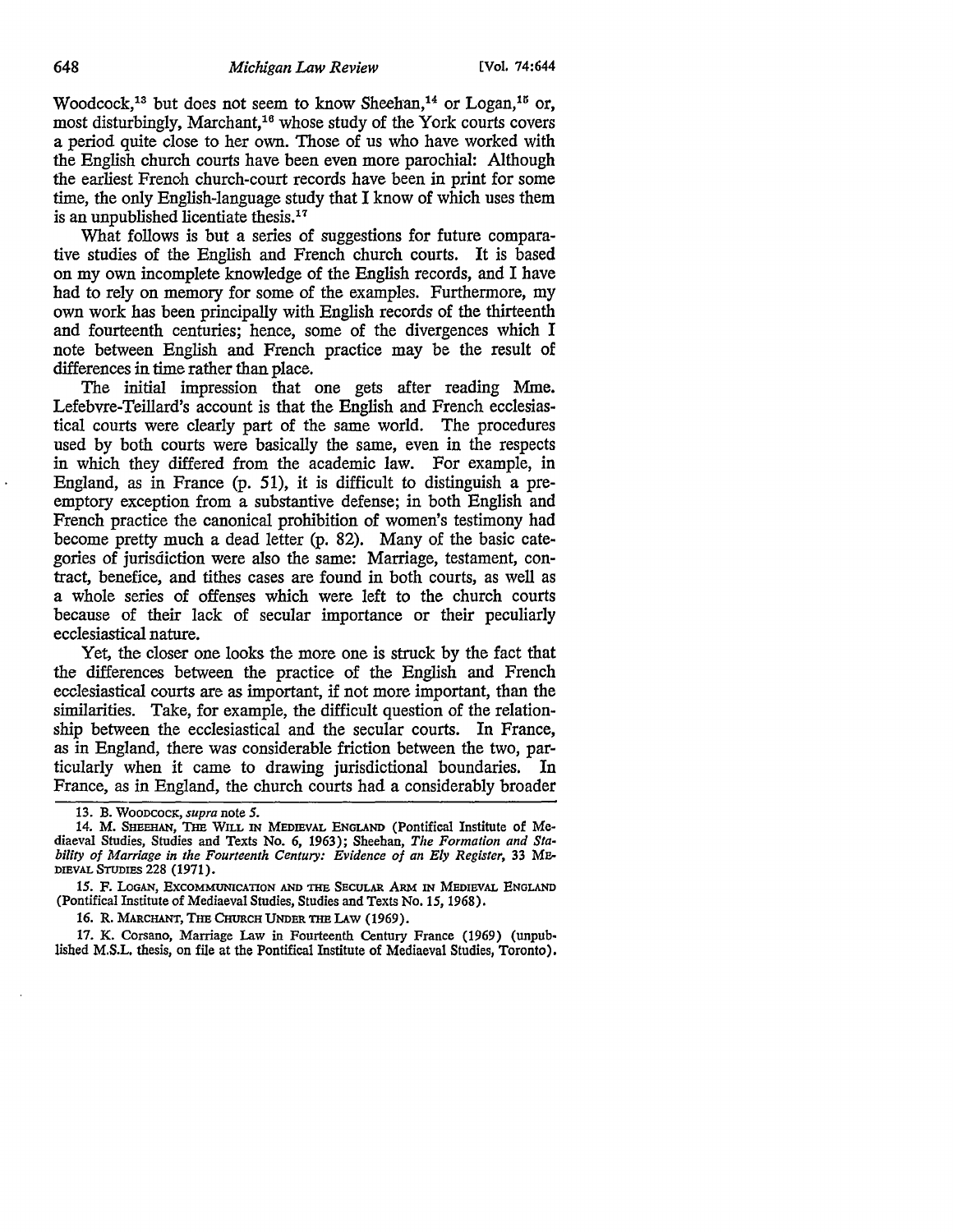Woodcock,[13] but does not seem to know Sheehan,[14] or Logan,[15] or, most disturbingly, Marchant,[16] whose study of the York courts covers a period quite close to her own. Those of us who have worked with the English church courts have been even more parochial: Although the earliest French church-court records have been in print for some time, the only English-language study that I know of which uses them is an unpublished licentiate thesis.[17]

What follows is but a series of suggestions for future comparative studies of the English and French church courts. It is based on my own incomplete knowledge of the English records, and I have had to rely on memory for some of the examples. Furthermore, my own work has been principally with English records of the thirteenth and fourteenth centuries; hence, some of the divergences which I note between English and French practice may be the result of differences in time rather than place.

The initial impression that one gets after reading Mme. Lefebvre-Teillard's account is that the English and French ecclesiastical courts were clearly part of the same world. The procedures used by both courts were basically the same, even in the respects in which they differed from the academic law. For example, in England, as in France (p. 51), it is difficult to distinguish a preemptory exception from a substantive defense; in both English and French practice the canonical prohibition of women's testimony had become pretty much a dead letter (p. 82). Many of the basic categories of jurisdiction were also the same: Marriage, testament, contract, benefice, and tithes cases are found in both courts, as well as a whole series of offenses which were left to the church courts because of their lack of secular importance or their peculiarly ecclesiastical nature.

Yet, the closer one looks the more one is struck by the fact that the differences between the practice of the English and French ecclesiastical courts are as important, if not more important, than the similarities. Take, for example, the difficult question of the relationship between the ecclesiastical and the secular courts. In France, as in England, there was considerable friction between the two, particularly when it came to drawing jurisdictional boundaries. In France, as in England, the church courts had a considerably broader

---

13. B. Woodcock, *supra* note 5.

14. M. Sheehan, The Will in Medieval England (Pontifical Institute of Mediaeval Studies, Studies and Texts No. 6, 1963); Sheehan, *The Formation and Stability of Marriage in the Fourteenth Century: Evidence of an Ely Register*, 33 Mediaeval Studies 228 (1971).

15. F. Logan, Excommunication and the Secular Arm in Medieval England (Pontifical Institute of Mediaeval Studies, Studies and Texts No. 15, 1968).

16. R. Marchant, The Church Under the Law (1969).

17. K. Corsano, Marriage Law in Fourteenth Century France (1969) (unpublished M.S.L. thesis, on file at the Pontifical Institute of Mediaeval Studies, Toronto).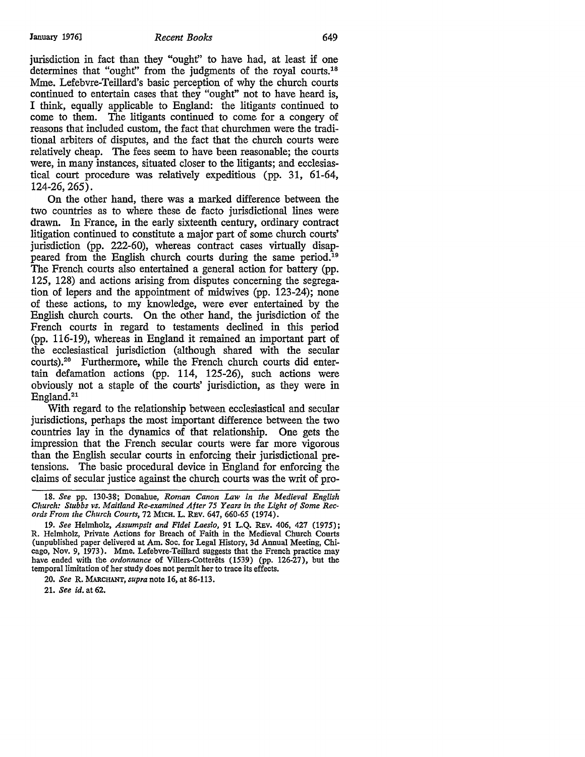jurisdiction in fact than they "ought" to have had, at least if one determines that "ought" from the judgments of the royal courts.[18] Mme. Lefebvre-Teillard's basic perception of why the church courts continued to entertain cases that they "ought" not to have heard is, I think, equally applicable to England: the litigants continued to come to them. The litigants continued to come for a congery of reasons that included custom, the fact that churchmen were the traditional arbiters of disputes, and the fact that the church courts were relatively cheap. The fees seem to have been reasonable; the courts were, in many instances, situated closer to the litigants; and ecclesiastical court procedure was relatively expeditious (pp. 31, 61-64, 124-26, 265).

On the other hand, there was a marked difference between the two countries as to where these de facto jurisdictional lines were drawn. In France, in the early sixteenth century, ordinary contract litigation continued to constitute a major part of some church courts' jurisdiction (pp. 222-60), whereas contract cases virtually disappeared from the English church courts during the same period.[19] The French courts also entertained a general action for battery (pp. 125, 128) and actions arising from disputes concerning the segregation of lepers and the appointment of midwives (pp. 123-24); none of these actions, to my knowledge, were ever entertained by the English church courts. On the other hand, the jurisdiction of the French courts in regard to testaments declined in this period (pp. 116-19), whereas in England it remained an important part of the ecclesiastical jurisdiction (although shared with the secular courts).[20] Furthermore, while the French church courts did entertain defamation actions (pp. 114, 125-26), such actions were obviously not a staple of the courts' jurisdiction, as they were in England.[21]

With regard to the relationship between ecclesiastical and secular jurisdictions, perhaps the most important difference between the two countries lay in the dynamics of that relationship. One gets the impression that the French secular courts were far more vigorous than the English secular courts in enforcing their jurisdictional pretensions. The basic procedural device in England for enforcing the claims of secular justice against the church courts was the writ of pro-

---

18. *See* pp. 130-38; Donahue, *Roman Canon Law in the Medieval English Church: Stubbs vs. Maitland Re-examined After 75 Years in the Light of Some Records From the Church Courts*, 72 MICH. L. REV. 647, 660-65 (1974).

19. *See* Helmholz, *Assumpsit and Fidei Laesio*, 91 L.Q. REV. 406, 427 (1975); R. Helmholz, Private Actions for Breach of Faith in the Medieval Church Courts (unpublished paper delivered at Am. Soc. for Legal History, 3d Annual Meeting, Chicago, Nov. 9, 1973). Mme. Lefebvre-Teillard suggests that the French practice may have ended with the *ordonnance* of Villers-Cotterêts (1539) (pp. 126-27), but the temporal limitation of her study does not permit her to trace its effects.

20. *See* R. MARCHANT, *supra* note 16, at 86-113.

21. *See id.* at 62.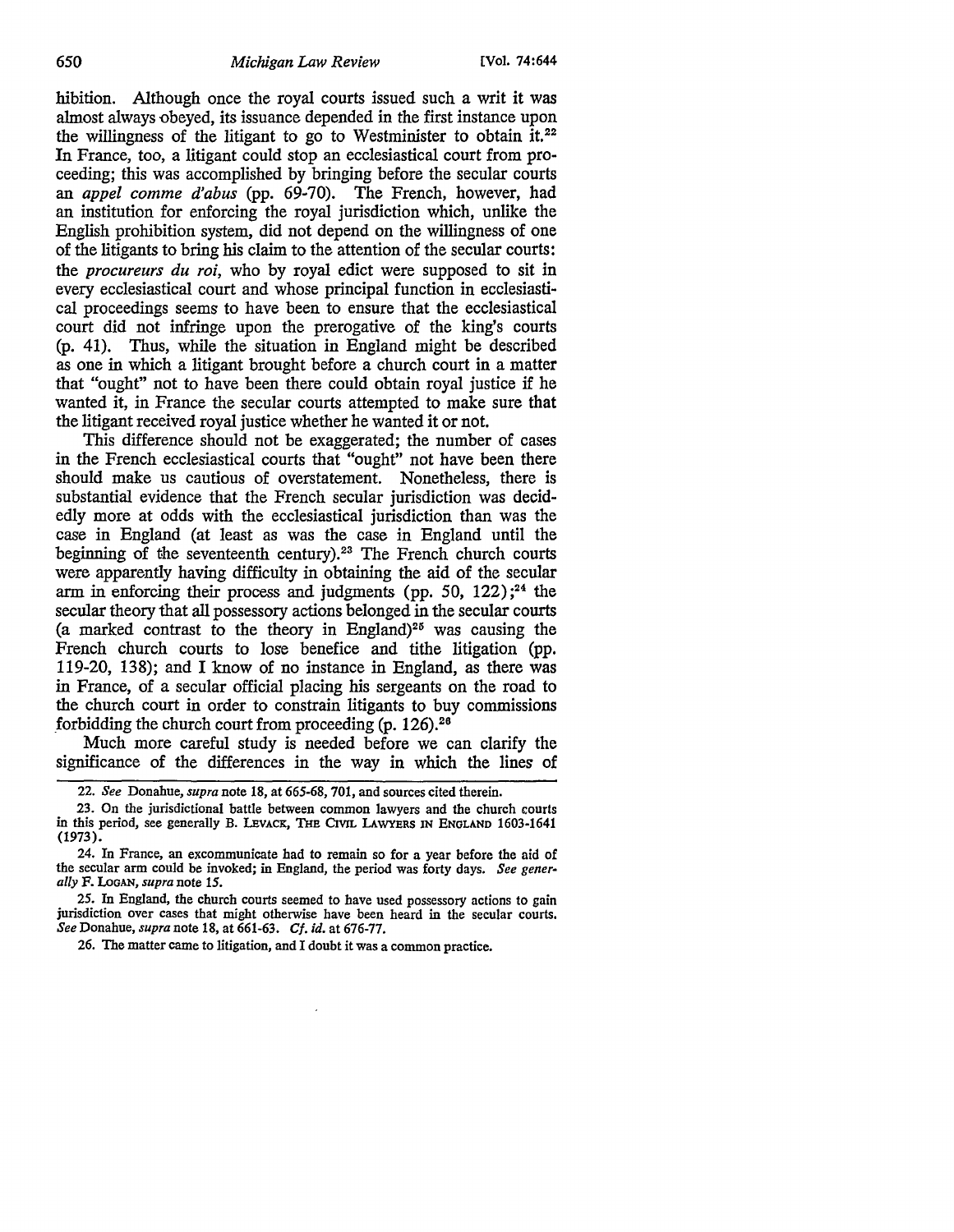hibition. Although once the royal courts issued such a writ it was almost always obeyed, its issuance depended in the first instance upon the willingness of the litigant to go to Westminister to obtain it.[22] In France, too, a litigant could stop an ecclesiastical court from proceeding; this was accomplished by bringing before the secular courts an *appel comme d'abus* (pp. 69-70). The French, however, had an institution for enforcing the royal jurisdiction which, unlike the English prohibition system, did not depend on the willingness of one of the litigants to bring his claim to the attention of the secular courts: the *procureurs du roi*, who by royal edict were supposed to sit in every ecclesiastical court and whose principal function in ecclesiastical proceedings seems to have been to ensure that the ecclesiastical court did not infringe upon the prerogative of the king's courts (p. 41). Thus, while the situation in England might be described as one in which a litigant brought before a church court in a matter that "ought" not to have been there could obtain royal justice if he wanted it, in France the secular courts attempted to make sure that the litigant received royal justice whether he wanted it or not.

This difference should not be exaggerated; the number of cases in the French ecclesiastical courts that "ought" not have been there should make us cautious of overstatement. Nonetheless, there is substantial evidence that the French secular jurisdiction was decidedly more at odds with the ecclesiastical jurisdiction than was the case in England (at least as was the case in England until the beginning of the seventeenth century).[23] The French church courts were apparently having difficulty in obtaining the aid of the secular arm in enforcing their process and judgments (pp. 50, 122);[24] the secular theory that all possessory actions belonged in the secular courts (a marked contrast to the theory in England)[25] was causing the French church courts to lose benefice and tithe litigation (pp. 119-20, 138); and I know of no instance in England, as there was in France, of a secular official placing his sergeants on the road to the church court in order to constrain litigants to buy commissions forbidding the church court from proceeding (p. 126).[26]

Much more careful study is needed before we can clarify the significance of the differences in the way in which the lines of

---

22. *See* Donahue, *supra* note 18, at 665-68, 701, and sources cited therein.

23. On the jurisdictional battle between common lawyers and the church courts in this period, see generally B. LEVACK, THE CIVIL LAWYERS IN ENGLAND 1603-1641 (1973).

24. In France, an excommunicate had to remain so for a year before the aid of the secular arm could be invoked; in England, the period was forty days. *See generally* F. LOGAN, *supra* note 15.

25. In England, the church courts seemed to have used possessory actions to gain jurisdiction over cases that might otherwise have been heard in the secular courts. *See* Donahue, *supra* note 18, at 661-63. *Cf. id.* at 676-77.

26. The matter came to litigation, and I doubt it was a common practice.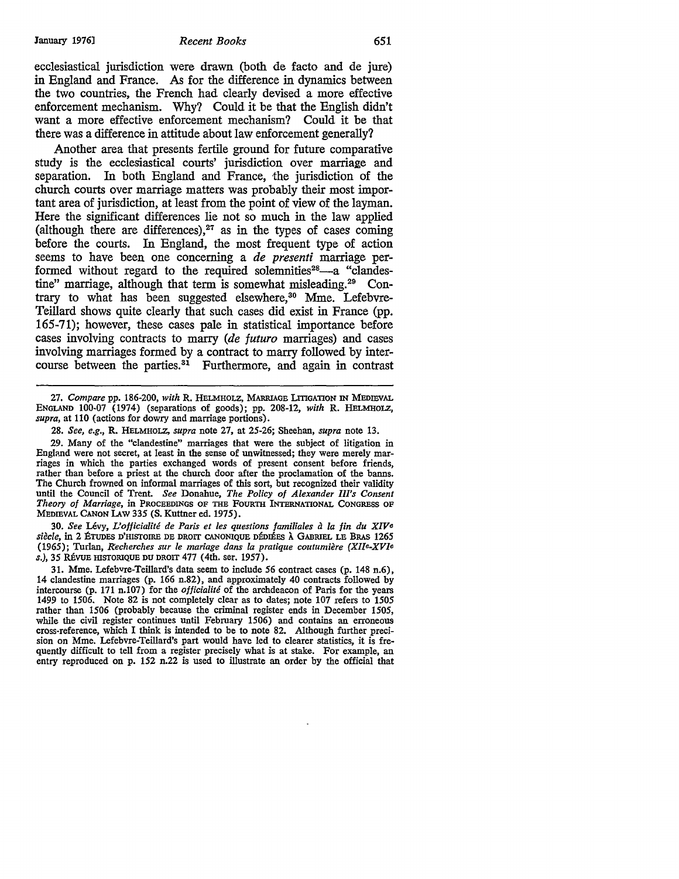ecclesiastical jurisdiction were drawn (both de facto and de jure) in England and France. As for the difference in dynamics between the two countries, the French had clearly devised a more effective enforcement mechanism. Why? Could it be that the English didn't want a more effective enforcement mechanism? Could it be that there was a difference in attitude about law enforcement generally?

Another area that presents fertile ground for future comparative study is the ecclesiastical courts' jurisdiction over marriage and separation. In both England and France, the jurisdiction of the church courts over marriage matters was probably their most important area of jurisdiction, at least from the point of view of the layman. Here the significant differences lie not so much in the law applied (although there are differences),[27] as in the types of cases coming before the courts. In England, the most frequent type of action seems to have been one concerning a *de presenti* marriage performed without regard to the required solemnities[28]—a "clandestine" marriage, although that term is somewhat misleading.[29] Contrary to what has been suggested elsewhere,[30] Mme. Lefebvre-Teillard shows quite clearly that such cases did exist in France (pp. 165-71); however, these cases pale in statistical importance before cases involving contracts to marry (*de futuro* marriages) and cases involving marriages formed by a contract to marry followed by intercourse between the parties.[31] Furthermore, and again in contrast

---

27. *Compare* pp. 186-200, *with* R. HELMHOLZ, MARRIAGE LITIGATION IN MEDIEVAL ENGLAND 100-07 (1974) (separations of goods); pp. 208-12, *with* R. HELMHOLZ, *supra*, at 110 (actions for dowry and marriage portions).

28. *See, e.g.*, R. HELMHOLZ, *supra* note 27, at 25-26; Sheehan, *supra* note 13.

29. Many of the "clandestine" marriages that were the subject of litigation in England were not secret, at least in the sense of unwitnessed; they were merely marriages in which the parties exchanged words of present consent before friends, rather than before a priest at the church door after the proclamation of the banns. The Church frowned on informal marriages of this sort, but recognized their validity until the Council of Trent. *See* Donahue, *The Policy of Alexander III's Consent Theory of Marriage*, in PROCEEDINGS OF THE FOURTH INTERNATIONAL CONGRESS OF MEDIEVAL CANON LAW 335 (S. Kuttner ed. 1975).

30. *See* Lévy, *L'officialité de Paris et les questions familiales à la fin du XIVe siècle*, in 2 ÉTUDES D'HISTOIRE DE DROIT CANONIQUE DÉDIÉES À GABRIEL LE BRAS 1265 (1965); Turlan, *Recherches sur le mariage dans la pratique coutumière (XIIe-XVIe s.)*, 35 RÉVUE HISTORIQUE DU DROIT 477 (4th. ser. 1957).

31. Mme. Lefebvre-Teillard's data seem to include 56 contract cases (p. 148 n.6), 14 clandestine marriages (p. 166 n.82), and approximately 40 contracts followed by intercourse (p. 171 n.107) for the *officialité* of the archdeacon of Paris for the years 1499 to 1506. Note 82 is not completely clear as to dates; note 107 refers to 1505 rather than 1506 (probably because the criminal register ends in December 1505, while the civil register continues until February 1506) and contains an erroneous cross-reference, which I think is intended to be to note 82. Although further precision on Mme. Lefebvre-Teillard's part would have led to clearer statistics, it is frequently difficult to tell from a register precisely what is at stake. For example, an entry reproduced on p. 152 n.22 is used to illustrate an order by the official that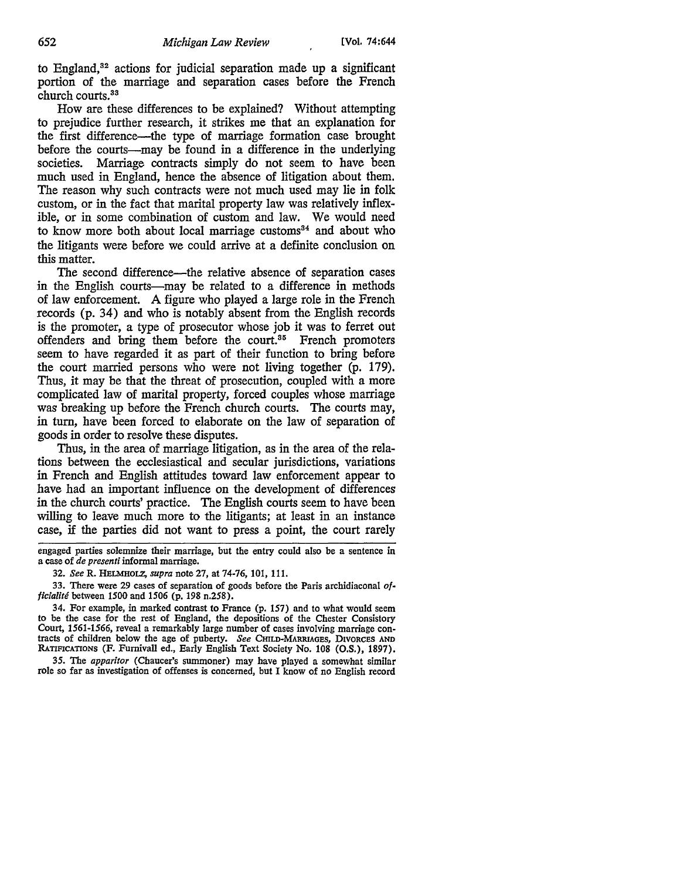to England,[32] actions for judicial separation made up a significant portion of the marriage and separation cases before the French church courts.[33]

How are these differences to be explained? Without attempting to prejudice further research, it strikes me that an explanation for the first difference—the type of marriage formation case brought before the courts—may be found in a difference in the underlying societies. Marriage contracts simply do not seem to have been much used in England, hence the absence of litigation about them. The reason why such contracts were not much used may lie in folk custom, or in the fact that marital property law was relatively inflexible, or in some combination of custom and law. We would need to know more both about local marriage customs[34] and about who the litigants were before we could arrive at a definite conclusion on this matter.

The second difference—the relative absence of separation cases in the English courts—may be related to a difference in methods of law enforcement. A figure who played a large role in the French records (p. 34) and who is notably absent from the English records is the promoter, a type of prosecutor whose job it was to ferret out offenders and bring them before the court.[35] French promoters seem to have regarded it as part of their function to bring before the court married persons who were not living together (p. 179). Thus, it may be that the threat of prosecution, coupled with a more complicated law of marital property, forced couples whose marriage was breaking up before the French church courts. The courts may, in turn, have been forced to elaborate on the law of separation of goods in order to resolve these disputes.

Thus, in the area of marriage litigation, as in the area of the relations between the ecclesiastical and secular jurisdictions, variations in French and English attitudes toward law enforcement appear to have had an important influence on the development of differences in the church courts' practice. The English courts seem to have been willing to leave much more to the litigants; at least in an instance case, if the parties did not want to press a point, the court rarely

---

engaged parties solemnize their marriage, but the entry could also be a sentence in a case of *de presenti* informal marriage.

32. *See* R. HELMHOLZ, *supra* note 27, at 74-76, 101, 111.

33. There were 29 cases of separation of goods before the Paris archidiaconal *officialité* between 1500 and 1506 (p. 198 n.258).

34. For example, in marked contrast to France (p. 157) and to what would seem to be the case for the rest of England, the depositions of the Chester Consistory Court, 1561-1566, reveal a remarkably large number of cases involving marriage contracts of children below the age of puberty. *See* CHILD-MARRIAGES, DIVORCES AND RATIFICATIONS (F. Furnivall ed., Early English Text Society No. 108 (O.S.), 1897).

35. The *apparitor* (Chaucer's summoner) may have played a somewhat similar role so far as investigation of offenses is concerned, but I know of no English record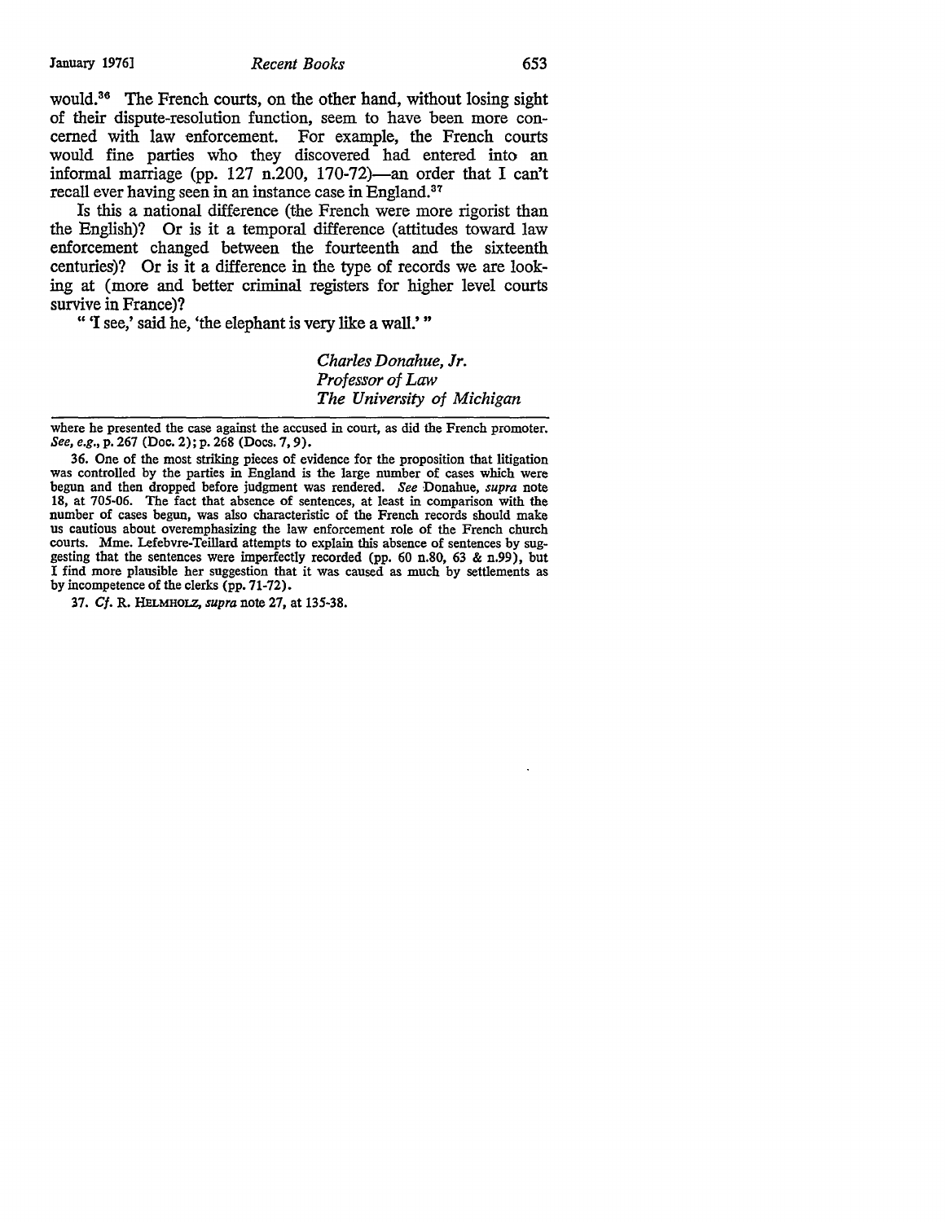would.[36] The French courts, on the other hand, without losing sight of their dispute-resolution function, seem to have been more concerned with law enforcement. For example, the French courts would fine parties who they discovered had entered into an informal marriage (pp. 127 n.200, 170-72)—an order that I can't recall ever having seen in an instance case in England.[37]

Is this a national difference (the French were more rigorist than the English)? Or is it a temporal difference (attitudes toward law enforcement changed between the fourteenth and the sixteenth centuries)? Or is it a difference in the type of records we are looking at (more and better criminal registers for higher level courts survive in France)?

" 'I see,' said he, 'the elephant is very like a wall.' "

*Charles Donahue, Jr.*
*Professor of Law*
*The University of Michigan*

---

where he presented the case against the accused in court, as did the French promoter. *See, e.g.*, p. 267 (Doc. 2); p. 268 (Docs. 7, 9).

36. One of the most striking pieces of evidence for the proposition that litigation was controlled by the parties in England is the large number of cases which were begun and then dropped before judgment was rendered. *See* Donahue, *supra* note 18, at 705-06. The fact that absence of sentences, at least in comparison with the number of cases begun, was also characteristic of the French records should make us cautious about overemphasizing the law enforcement role of the French church courts. Mme. Lefebvre-Teillard attempts to explain this absence of sentences by suggesting that the sentences were imperfectly recorded (pp. 60 n.80, 63 & n.99), but I find more plausible her suggestion that it was caused as much by settlements as by incompetence of the clerks (pp. 71-72).

37. *Cf.* R. HELMHOLZ, *supra* note 27, at 135-38.